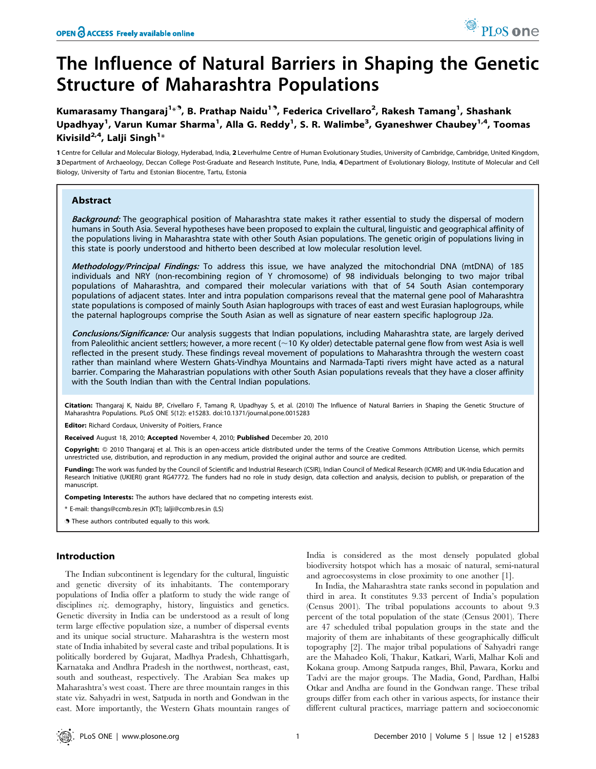# The Influence of Natural Barriers in Shaping the Genetic Structure of Maharashtra Populations

Kumarasamy Thangaraj[1]*[¶], B. Prathap Naidu[1][¶], Federica Crivellaro[2], Rakesh Tamang[1], Shashank Upadhyay[1], Varun Kumar Sharma[1], Alla G. Reddy[1], S. R. Walimbe[3], Gyaneshwer Chaubey[1,4], Toomas Kivisild[2,4], Lalji Singh[1]*

1 Centre for Cellular and Molecular Biology, Hyderabad, India, 2 Leverhulme Centre of Human Evolutionary Studies, University of Cambridge, Cambridge, United Kingdom, 3 Department of Archaeology, Deccan College Post-Graduate and Research Institute, Pune, India, 4 Department of Evolutionary Biology, Institute of Molecular and Cell Biology, University of Tartu and Estonian Biocentre, Tartu, Estonia

## Abstract

***Background:*** The geographical position of Maharashtra state makes it rather essential to study the dispersal of modern humans in South Asia. Several hypotheses have been proposed to explain the cultural, linguistic and geographical affinity of the populations living in Maharashtra state with other South Asian populations. The genetic origin of populations living in this state is poorly understood and hitherto been described at low molecular resolution level.

***Methodology/Principal Findings:*** To address this issue, we have analyzed the mitochondrial DNA (mtDNA) of 185 individuals and NRY (non-recombining region of Y chromosome) of 98 individuals belonging to two major tribal populations of Maharashtra, and compared their molecular variations with that of 54 South Asian contemporary populations of adjacent states. Inter and intra population comparisons reveal that the maternal gene pool of Maharashtra state populations is composed of mainly South Asian haplogroups with traces of east and west Eurasian haplogroups, while the paternal haplogroups comprise the South Asian as well as signature of near eastern specific haplogroup J2a.

***Conclusions/Significance:*** Our analysis suggests that Indian populations, including Maharashtra state, are largely derived from Paleolithic ancient settlers; however, a more recent (~10 Ky older) detectable paternal gene flow from west Asia is well reflected in the present study. These findings reveal movement of populations to Maharashtra through the western coast rather than mainland where Western Ghats-Vindhya Mountains and Narmada-Tapti rivers might have acted as a natural barrier. Comparing the Maharastrian populations with other South Asian populations reveals that they have a closer affinity with the South Indian than with the Central Indian populations.

**Citation:** Thangaraj K, Naidu BP, Crivellaro F, Tamang R, Upadhyay S, et al. (2010) The Influence of Natural Barriers in Shaping the Genetic Structure of Maharashtra Populations. PLoS ONE 5(12): e15283. doi:10.1371/journal.pone.0015283

**Editor:** Richard Cordaux, University of Poitiers, France

**Received** August 18, 2010; **Accepted** November 4, 2010; **Published** December 20, 2010

**Copyright:** © 2010 Thangaraj et al. This is an open-access article distributed under the terms of the Creative Commons Attribution License, which permits unrestricted use, distribution, and reproduction in any medium, provided the original author and source are credited.

**Funding:** The work was funded by the Council of Scientific and Industrial Research (CSIR), Indian Council of Medical Research (ICMR) and UK-India Education and Research Initiative (UKIERI) grant RG47772. The funders had no role in study design, data collection and analysis, decision to publish, or preparation of the manuscript.

**Competing Interests:** The authors have declared that no competing interests exist.

\* E-mail: thangs@ccmb.res.in (KT); lalji@ccmb.res.in (LS)

¶ These authors contributed equally to this work.

## Introduction

The Indian subcontinent is legendary for the cultural, linguistic and genetic diversity of its inhabitants. The contemporary populations of India offer a platform to study the wide range of disciplines *viz.* demography, history, linguistics and genetics. Genetic diversity in India can be understood as a result of long term large effective population size, a number of dispersal events and its unique social structure. Maharashtra is the western most state of India inhabited by several caste and tribal populations. It is politically bordered by Gujarat, Madhya Pradesh, Chhattisgarh, Karnataka and Andhra Pradesh in the northwest, northeast, east, south and southeast, respectively. The Arabian Sea makes up Maharashtra's west coast. There are three mountain ranges in this state viz. Sahyadri in west, Satpuda in north and Gondwan in the east. More importantly, the Western Ghats mountain ranges of India is considered as the most densely populated global biodiversity hotspot which has a mosaic of natural, semi-natural and agroecosystems in close proximity to one another [1].

In India, the Maharashtra state ranks second in population and third in area. It constitutes 9.33 percent of India's population (Census 2001). The tribal populations accounts to about 9.3 percent of the total population of the state (Census 2001). There are 47 scheduled tribal population groups in the state and the majority of them are inhabitants of these geographically difficult topography [2]. The major tribal populations of Sahyadri range are the Mahadeo Koli, Thakur, Katkari, Warli, Malhar Koli and Kokana group. Among Satpuda ranges, Bhil, Pawara, Korku and Tadvi are the major groups. The Madia, Gond, Pardhan, Halbi Otkar and Andha are found in the Gondwan range. These tribal groups differ from each other in various aspects, for instance their different cultural practices, marriage pattern and socioeconomic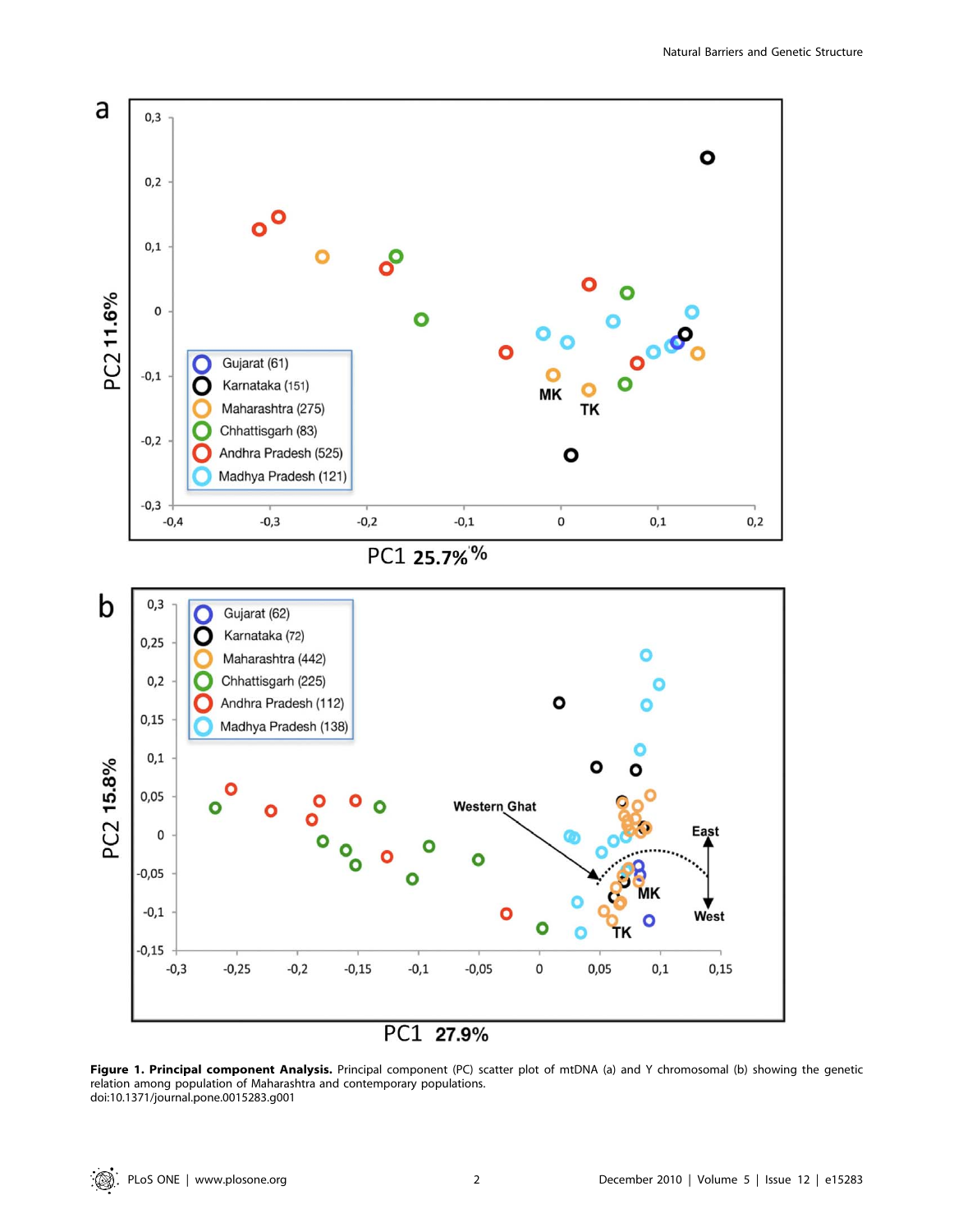**Figure 1. Principal component Analysis.** Principal component (PC) scatter plot of mtDNA (a) and Y chromosomal (b) showing the genetic relation among population of Maharashtra and contemporary populations.
doi:10.1371/journal.pone.0015283.g001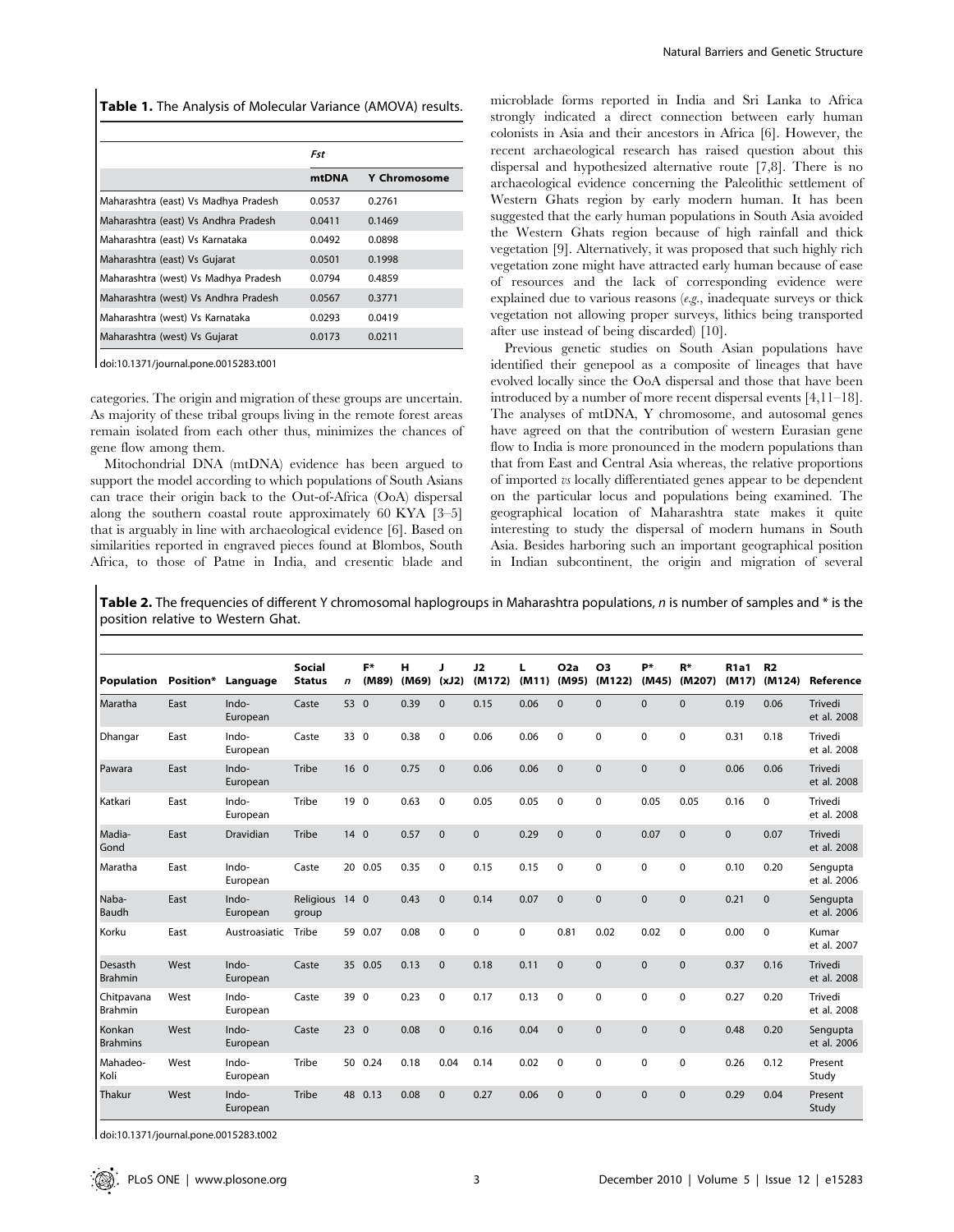**Table 1.** The Analysis of Molecular Variance (AMOVA) results.

| | *Fst* | |
|---|---|---|
| | **mtDNA** | **Y Chromosome** |
| Maharashtra (east) Vs Madhya Pradesh | 0.0537 | 0.2761 |
| Maharashtra (east) Vs Andhra Pradesh | 0.0411 | 0.1469 |
| Maharashtra (east) Vs Karnataka | 0.0492 | 0.0898 |
| Maharashtra (east) Vs Gujarat | 0.0501 | 0.1998 |
| Maharashtra (west) Vs Madhya Pradesh | 0.0794 | 0.4859 |
| Maharashtra (west) Vs Andhra Pradesh | 0.0567 | 0.3771 |
| Maharashtra (west) Vs Karnataka | 0.0293 | 0.0419 |
| Maharashtra (west) Vs Gujarat | 0.0173 | 0.0211 |

doi:10.1371/journal.pone.0015283.t001

categories. The origin and migration of these groups are uncertain. As majority of these tribal groups living in the remote forest areas remain isolated from each other thus, minimizes the chances of gene flow among them.

Mitochondrial DNA (mtDNA) evidence has been argued to support the model according to which populations of South Asians can trace their origin back to the Out-of-Africa (OoA) dispersal along the southern coastal route approximately 60 KYA [3–5] that is arguably in line with archaeological evidence [6]. Based on similarities reported in engraved pieces found at Blombos, South Africa, to those of Patne in India, and cresentic blade and microblade forms reported in India and Sri Lanka to Africa strongly indicated a direct connection between early human colonists in Asia and their ancestors in Africa [6]. However, the recent archaeological research has raised question about this dispersal and hypothesized alternative route [7,8]. There is no archaeological evidence concerning the Paleolithic settlement of Western Ghats region by early modern human. It has been suggested that the early human populations in South Asia avoided the Western Ghats region because of high rainfall and thick vegetation [9]. Alternatively, it was proposed that such highly rich vegetation zone might have attracted early human because of ease of resources and the lack of corresponding evidence were explained due to various reasons (*e.g.*, inadequate surveys or thick vegetation not allowing proper surveys, lithics being transported after use instead of being discarded) [10].

Previous genetic studies on South Asian populations have identified their genepool as a composite of lineages that have evolved locally since the OoA dispersal and those that have been introduced by a number of more recent dispersal events [4,11–18]. The analyses of mtDNA, Y chromosome, and autosomal genes have agreed on that the contribution of western Eurasian gene flow to India is more pronounced in the modern populations than that from East and Central Asia whereas, the relative proportions of imported *vs* locally differentiated genes appear to be dependent on the particular locus and populations being examined. The geographical location of Maharashtra state makes it quite interesting to study the dispersal of modern humans in South Asia. Besides harboring such an important geographical position in Indian subcontinent, the origin and migration of several

**Table 2.** The frequencies of different Y chromosomal haplogroups in Maharashtra populations, *n* is number of samples and * is the position relative to Western Ghat.

| Population | Position* | Language | Social Status | *n* | F* (M89) | H (M69) | J (xJ2) | J2 (M172) | L (M11) | O2a (M95) | O3 (M122) | P* (M45) | R* (M207) | R1a1 (M17) | R2 (M124) | Reference |
|---|---|---|---|---|---|---|---|---|---|---|---|---|---|---|---|---|
| Maratha | East | Indo-European | Caste | 53 | 0 | 0.39 | 0 | 0.15 | 0.06 | 0 | 0 | 0 | 0 | 0.19 | 0.06 | Trivedi et al. 2008 |
| Dhangar | East | Indo-European | Caste | 33 | 0 | 0.38 | 0 | 0.06 | 0.06 | 0 | 0 | 0 | 0 | 0.31 | 0.18 | Trivedi et al. 2008 |
| Pawara | East | Indo-European | Tribe | 16 | 0 | 0.75 | 0 | 0.06 | 0.06 | 0 | 0 | 0 | 0 | 0.06 | 0.06 | Trivedi et al. 2008 |
| Katkari | East | Indo-European | Tribe | 19 | 0 | 0.63 | 0 | 0.05 | 0.05 | 0 | 0 | 0.05 | 0.05 | 0.16 | 0 | Trivedi et al. 2008 |
| Madia-Gond | East | Dravidian | Tribe | 14 | 0 | 0.57 | 0 | 0 | 0.29 | 0 | 0 | 0.07 | 0 | 0 | 0.07 | Trivedi et al. 2008 |
| Maratha | East | Indo-European | Caste | 20 | 0.05 | 0.35 | 0 | 0.15 | 0.15 | 0 | 0 | 0 | 0 | 0.10 | 0.20 | Sengupta et al. 2006 |
| Naba-Baudh | East | Indo-European | Religious group | 14 | 0 | 0.43 | 0 | 0.14 | 0.07 | 0 | 0 | 0 | 0 | 0.21 | 0 | Sengupta et al. 2006 |
| Korku | East | Austroasiatic | Tribe | 59 | 0.07 | 0.08 | 0 | 0 | 0 | 0.81 | 0.02 | 0.02 | 0 | 0.00 | 0 | Kumar et al. 2007 |
| Desasth Brahmin | West | Indo-European | Caste | 35 | 0.05 | 0.13 | 0 | 0.18 | 0.11 | 0 | 0 | 0 | 0 | 0.37 | 0.16 | Trivedi et al. 2008 |
| Chitpavana Brahmin | West | Indo-European | Caste | 39 | 0 | 0.23 | 0 | 0.17 | 0.13 | 0 | 0 | 0 | 0 | 0.27 | 0.20 | Trivedi et al. 2008 |
| Konkan Brahmins | West | Indo-European | Caste | 23 | 0 | 0.08 | 0 | 0.16 | 0.04 | 0 | 0 | 0 | 0 | 0.48 | 0.20 | Sengupta et al. 2006 |
| Mahadeo-Koli | West | Indo-European | Tribe | 50 | 0.24 | 0.18 | 0.04 | 0.14 | 0.02 | 0 | 0 | 0 | 0 | 0.26 | 0.12 | Present Study |
| Thakur | West | Indo-European | Tribe | 48 | 0.13 | 0.08 | 0 | 0.27 | 0.06 | 0 | 0 | 0 | 0 | 0.29 | 0.04 | Present Study |

doi:10.1371/journal.pone.0015283.t002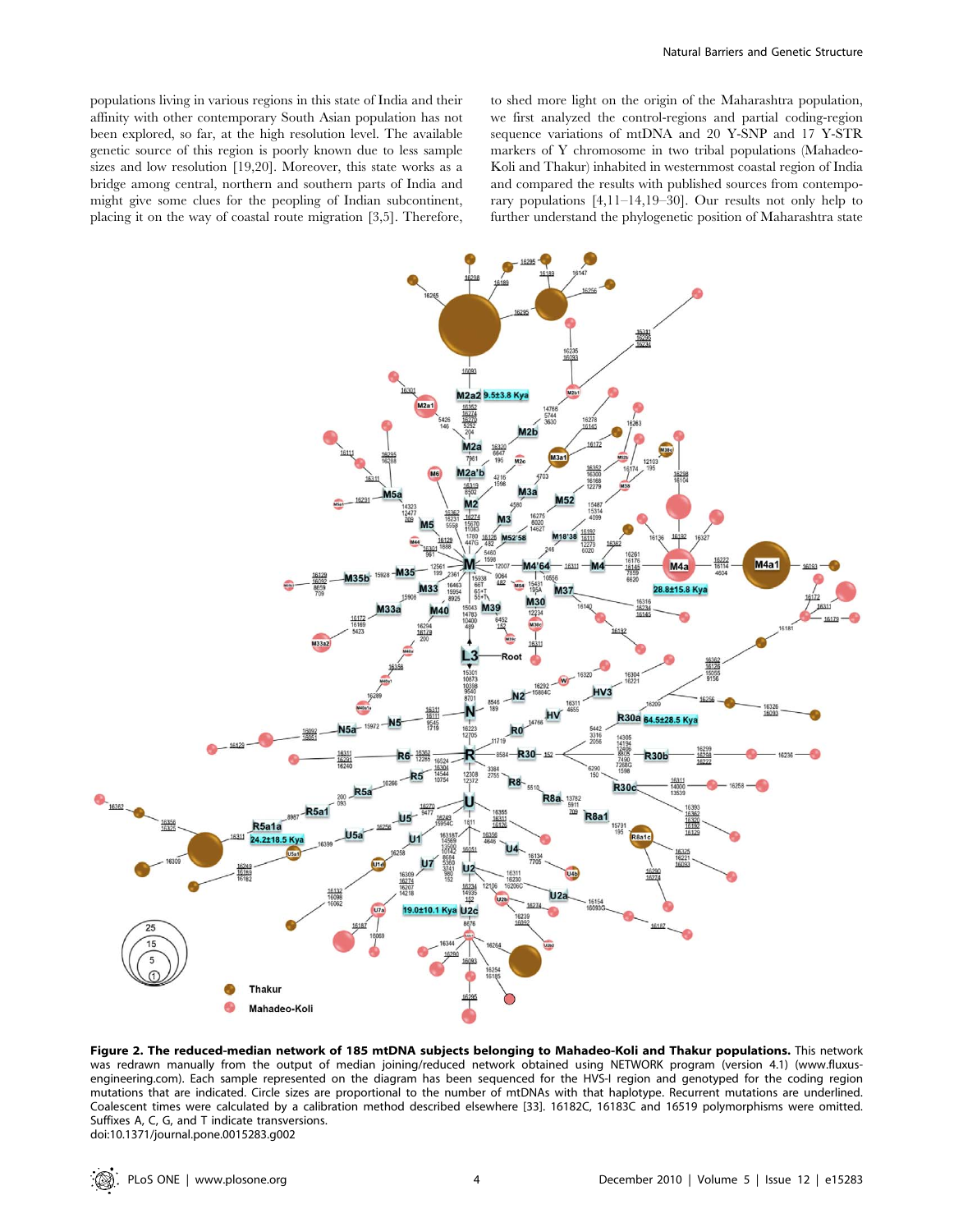populations living in various regions in this state of India and their affinity with other contemporary South Asian population has not been explored, so far, at the high resolution level. The available genetic source of this region is poorly known due to less sample sizes and low resolution [19,20]. Moreover, this state works as a bridge among central, northern and southern parts of India and might give some clues for the peopling of Indian subcontinent, placing it on the way of coastal route migration [3,5]. Therefore, to shed more light on the origin of the Maharashtra population, we first analyzed the control-regions and partial coding-region sequence variations of mtDNA and 20 Y-SNP and 17 Y-STR markers of Y chromosome in two tribal populations (Mahadeo-Koli and Thakur) inhabited in westernmost coastal region of India and compared the results with published sources from contemporary populations [4,11–14,19–30]. Our results not only help to further understand the phylogenetic position of Maharashtra state

**Figure 2. The reduced-median network of 185 mtDNA subjects belonging to Mahadeo-Koli and Thakur populations.** This network was redrawn manually from the output of median joining/reduced network obtained using NETWORK program (version 4.1) (www.fluxus-engineering.com). Each sample represented on the diagram has been sequenced for the HVS-I region and genotyped for the coding region mutations that are indicated. Circle sizes are proportional to the number of mtDNAs with that haplotype. Recurrent mutations are underlined. Coalescent times were calculated by a calibration method described elsewhere [33]. 16182C, 16183C and 16519 polymorphisms were omitted. Suffixes A, C, G, and T indicate transversions.
doi:10.1371/journal.pone.0015283.g002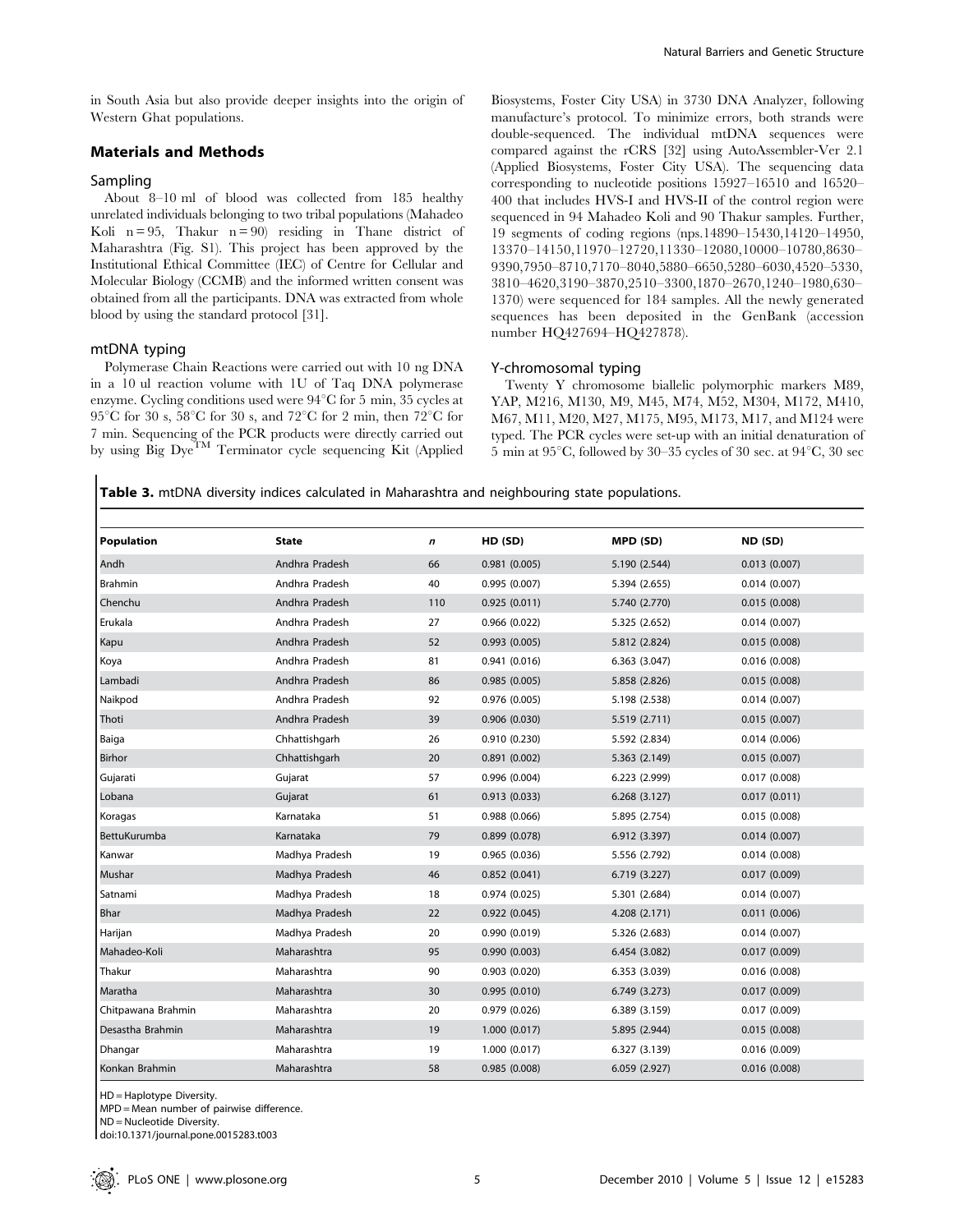in South Asia but also provide deeper insights into the origin of Western Ghat populations.

## Materials and Methods

### Sampling

About 8–10 ml of blood was collected from 185 healthy unrelated individuals belonging to two tribal populations (Mahadeo Koli n = 95, Thakur n = 90) residing in Thane district of Maharashtra (Fig. S1). This project has been approved by the Institutional Ethical Committee (IEC) of Centre for Cellular and Molecular Biology (CCMB) and the informed written consent was obtained from all the participants. DNA was extracted from whole blood by using the standard protocol [31].

### mtDNA typing

Polymerase Chain Reactions were carried out with 10 ng DNA in a 10 ul reaction volume with 1U of Taq DNA polymerase enzyme. Cycling conditions used were 94°C for 5 min, 35 cycles at 95°C for 30 s, 58°C for 30 s, and 72°C for 2 min, then 72°C for 7 min. Sequencing of the PCR products were directly carried out by using Big Dye™ Terminator cycle sequencing Kit (Applied Biosystems, Foster City USA) in 3730 DNA Analyzer, following manufacture's protocol. To minimize errors, both strands were double-sequenced. The individual mtDNA sequences were compared against the rCRS [32] using AutoAssembler-Ver 2.1 (Applied Biosystems, Foster City USA). The sequencing data corresponding to nucleotide positions 15927–16510 and 16520–400 that includes HVS-I and HVS-II of the control region were sequenced in 94 Mahadeo Koli and 90 Thakur samples. Further, 19 segments of coding regions (nps.14890–15430,14120–14950, 13370–14150,11970–12720,11330–12080,10000–10780,8630–9390,7950–8710,7170–8040,5880–6650,5280–6030,4520–5330, 3810–4620,3190–3870,2510–3300,1870–2670,1240–1980,630–1370) were sequenced for 184 samples. All the newly generated sequences has been deposited in the GenBank (accession number HQ427694–HQ427878).

### Y-chromosomal typing

Twenty Y chromosome biallelic polymorphic markers M89, YAP, M216, M130, M9, M45, M74, M52, M304, M172, M410, M67, M11, M20, M27, M175, M95, M173, M17, and M124 were typed. The PCR cycles were set-up with an initial denaturation of 5 min at 95°C, followed by 30–35 cycles of 30 sec. at 94°C, 30 sec

**Table 3.** mtDNA diversity indices calculated in Maharashtra and neighbouring state populations.

| Population | State | *n* | HD (SD) | MPD (SD) | ND (SD) |
|---|---|---|---|---|---|
| Andh | Andhra Pradesh | 66 | 0.981 (0.005) | 5.190 (2.544) | 0.013 (0.007) |
| Brahmin | Andhra Pradesh | 40 | 0.995 (0.007) | 5.394 (2.655) | 0.014 (0.007) |
| Chenchu | Andhra Pradesh | 110 | 0.925 (0.011) | 5.740 (2.770) | 0.015 (0.008) |
| Erukala | Andhra Pradesh | 27 | 0.966 (0.022) | 5.325 (2.652) | 0.014 (0.007) |
| Kapu | Andhra Pradesh | 52 | 0.993 (0.005) | 5.812 (2.824) | 0.015 (0.008) |
| Koya | Andhra Pradesh | 81 | 0.941 (0.016) | 6.363 (3.047) | 0.016 (0.008) |
| Lambadi | Andhra Pradesh | 86 | 0.985 (0.005) | 5.858 (2.826) | 0.015 (0.008) |
| Naikpod | Andhra Pradesh | 92 | 0.976 (0.005) | 5.198 (2.538) | 0.014 (0.007) |
| Thoti | Andhra Pradesh | 39 | 0.906 (0.030) | 5.519 (2.711) | 0.015 (0.007) |
| Baiga | Chhattishgarh | 26 | 0.910 (0.230) | 5.592 (2.834) | 0.014 (0.006) |
| Birhor | Chhattishgarh | 20 | 0.891 (0.002) | 5.363 (2.149) | 0.015 (0.007) |
| Gujarati | Gujarat | 57 | 0.996 (0.004) | 6.223 (2.999) | 0.017 (0.008) |
| Lobana | Gujarat | 61 | 0.913 (0.033) | 6.268 (3.127) | 0.017 (0.011) |
| Koragas | Karnataka | 51 | 0.988 (0.066) | 5.895 (2.754) | 0.015 (0.008) |
| BettuKurumba | Karnataka | 79 | 0.899 (0.078) | 6.912 (3.397) | 0.014 (0.007) |
| Kanwar | Madhya Pradesh | 19 | 0.965 (0.036) | 5.556 (2.792) | 0.014 (0.008) |
| Mushar | Madhya Pradesh | 46 | 0.852 (0.041) | 6.719 (3.227) | 0.017 (0.009) |
| Satnami | Madhya Pradesh | 18 | 0.974 (0.025) | 5.301 (2.684) | 0.014 (0.007) |
| Bhar | Madhya Pradesh | 22 | 0.922 (0.045) | 4.208 (2.171) | 0.011 (0.006) |
| Harijan | Madhya Pradesh | 20 | 0.990 (0.019) | 5.326 (2.683) | 0.014 (0.007) |
| Mahadeo-Koli | Maharashtra | 95 | 0.990 (0.003) | 6.454 (3.082) | 0.017 (0.009) |
| Thakur | Maharashtra | 90 | 0.903 (0.020) | 6.353 (3.039) | 0.016 (0.008) |
| Maratha | Maharashtra | 30 | 0.995 (0.010) | 6.749 (3.273) | 0.017 (0.009) |
| Chitpawana Brahmin | Maharashtra | 20 | 0.979 (0.026) | 6.389 (3.159) | 0.017 (0.009) |
| Desastha Brahmin | Maharashtra | 19 | 1.000 (0.017) | 5.895 (2.944) | 0.015 (0.008) |
| Dhangar | Maharashtra | 19 | 1.000 (0.017) | 6.327 (3.139) | 0.016 (0.009) |
| Konkan Brahmin | Maharashtra | 58 | 0.985 (0.008) | 6.059 (2.927) | 0.016 (0.008) |

HD = Haplotype Diversity.
MPD = Mean number of pairwise difference.
ND = Nucleotide Diversity.
doi:10.1371/journal.pone.0015283.t003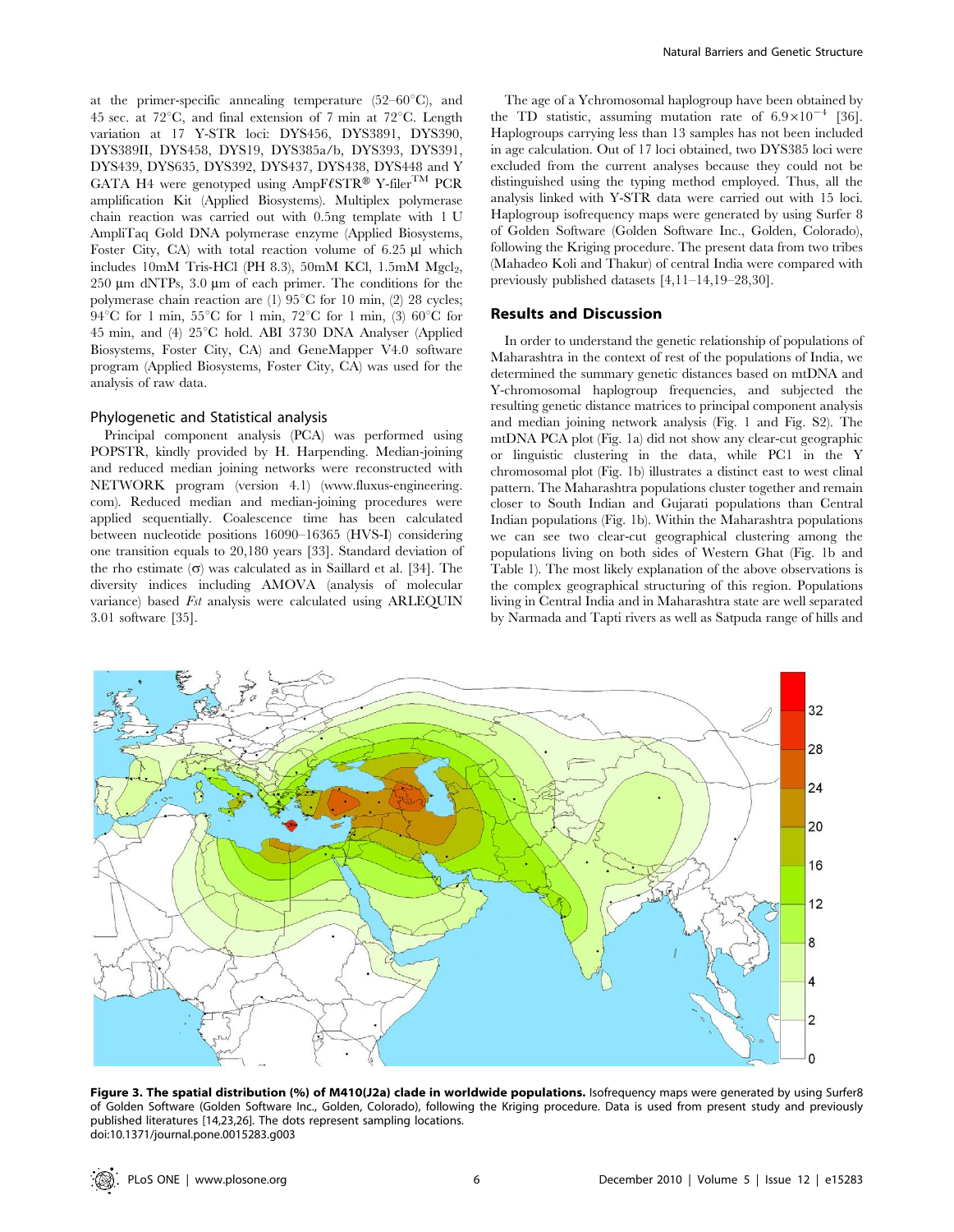at the primer-specific annealing temperature (52–60°C), and 45 sec. at 72°C, and final extension of 7 min at 72°C. Length variation at 17 Y-STR loci: DYS456, DYS3891, DYS390, DYS389II, DYS458, DYS19, DYS385a/b, DYS393, DYS391, DYS439, DYS635, DYS392, DYS437, DYS438, DYS448 and Y GATA H4 were genotyped using AmpFℓSTR® Y-filer™ PCR amplification Kit (Applied Biosystems). Multiplex polymerase chain reaction was carried out with 0.5ng template with 1 U AmpliTaq Gold DNA polymerase enzyme (Applied Biosystems, Foster City, CA) with total reaction volume of 6.25 µl which includes 10mM Tris-HCl (PH 8.3), 50mM KCl, 1.5mM $Mgcl_2$, 250 µm dNTPs, 3.0 µm of each primer. The conditions for the polymerase chain reaction are (1) 95°C for 10 min, (2) 28 cycles; 94°C for 1 min, 55°C for 1 min, 72°C for 1 min, (3) 60°C for 45 min, and (4) 25°C hold. ABI 3730 DNA Analyser (Applied Biosystems, Foster City, CA) and GeneMapper V4.0 software program (Applied Biosystems, Foster City, CA) was used for the analysis of raw data.

### Phylogenetic and Statistical analysis

Principal component analysis (PCA) was performed using POPSTR, kindly provided by H. Harpending. Median-joining and reduced median joining networks were reconstructed with NETWORK program (version 4.1) (www.fluxus-engineering.com). Reduced median and median-joining procedures were applied sequentially. Coalescence time has been calculated between nucleotide positions 16090–16365 (HVS-I) considering one transition equals to 20,180 years [33]. Standard deviation of the rho estimate (σ) was calculated as in Saillard et al. [34]. The diversity indices including AMOVA (analysis of molecular variance) based *Fst* analysis were calculated using ARLEQUIN 3.01 software [35].

The age of a Ychromosomal haplogroup have been obtained by the TD statistic, assuming mutation rate of $6.9\times10^{-4}$ [36]. Haplogroups carrying less than 13 samples has not been included in age calculation. Out of 17 loci obtained, two DYS385 loci were excluded from the current analyses because they could not be distinguished using the typing method employed. Thus, all the analysis linked with Y-STR data were carried out with 15 loci. Haplogroup isofrequency maps were generated by using Surfer 8 of Golden Software (Golden Software Inc., Golden, Colorado), following the Kriging procedure. The present data from two tribes (Mahadeo Koli and Thakur) of central India were compared with previously published datasets [4,11–14,19–28,30].

## Results and Discussion

In order to understand the genetic relationship of populations of Maharashtra in the context of rest of the populations of India, we determined the summary genetic distances based on mtDNA and Y-chromosomal haplogroup frequencies, and subjected the resulting genetic distance matrices to principal component analysis and median joining network analysis (Fig. 1 and Fig. S2). The mtDNA PCA plot (Fig. 1a) did not show any clear-cut geographic or linguistic clustering in the data, while PC1 in the Y chromosomal plot (Fig. 1b) illustrates a distinct east to west clinal pattern. The Maharashtra populations cluster together and remain closer to South Indian and Gujarati populations than Central Indian populations (Fig. 1b). Within the Maharashtra populations we can see two clear-cut geographical clustering among the populations living on both sides of Western Ghat (Fig. 1b and Table 1). The most likely explanation of the above observations is the complex geographical structuring of this region. Populations living in Central India and in Maharashtra state are well separated by Narmada and Tapti rivers as well as Satpuda range of hills and

**Figure 3. The spatial distribution (%) of M410(J2a) clade in worldwide populations.** Isofrequency maps were generated by using Surfer8 of Golden Software (Golden Software Inc., Golden, Colorado), following the Kriging procedure. Data is used from present study and previously published literatures [14,23,26]. The dots represent sampling locations.
doi:10.1371/journal.pone.0015283.g003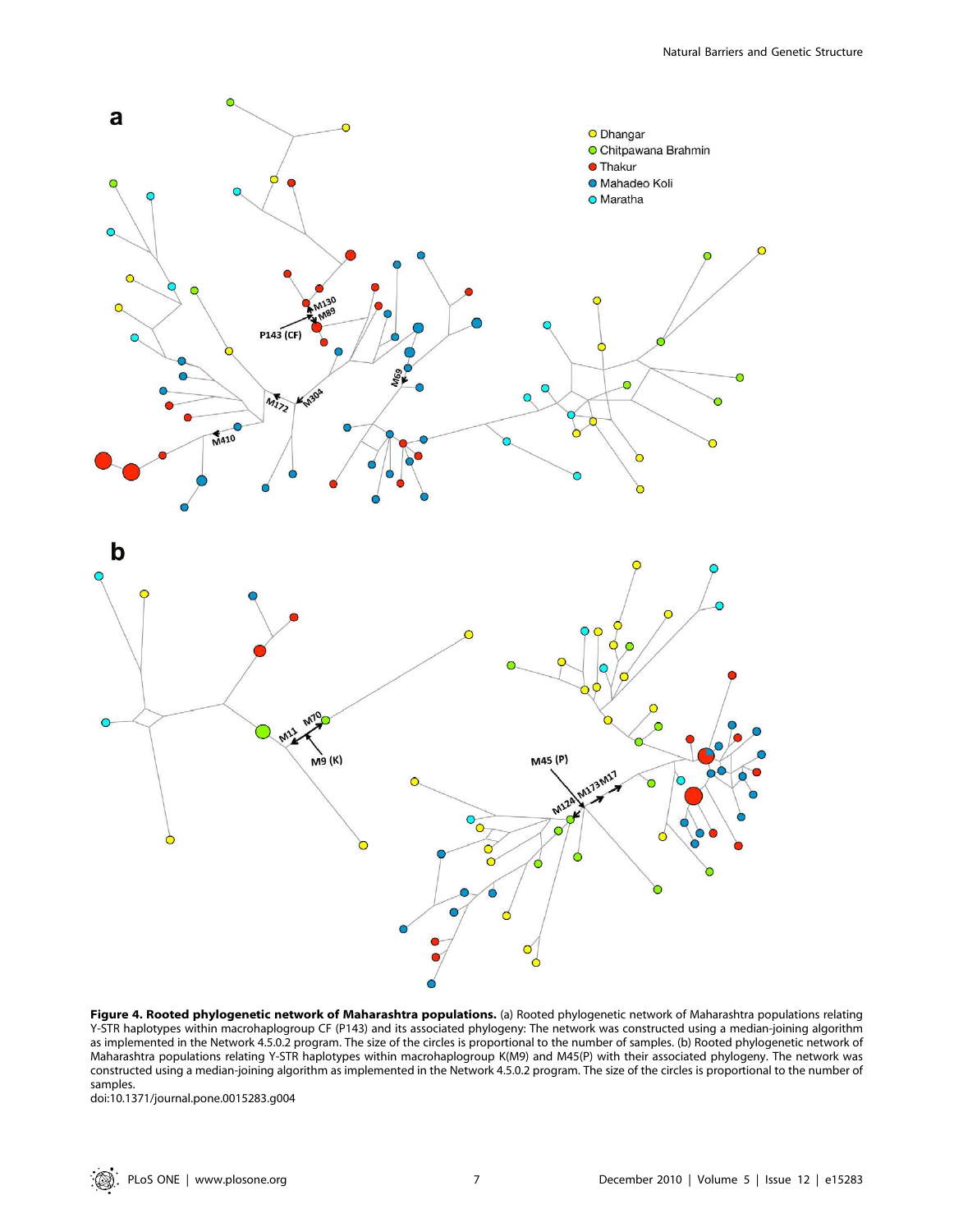**Figure 4. Rooted phylogenetic network of Maharashtra populations.** (a) Rooted phylogenetic network of Maharashtra populations relating Y-STR haplotypes within macrohaplogroup CF (P143) and its associated phylogeny: The network was constructed using a median-joining algorithm as implemented in the Network 4.5.0.2 program. The size of the circles is proportional to the number of samples. (b) Rooted phylogenetic network of Maharashtra populations relating Y-STR haplotypes within macrohaplogroup K(M9) and M45(P) with their associated phylogeny. The network was constructed using a median-joining algorithm as implemented in the Network 4.5.0.2 program. The size of the circles is proportional to the number of samples.

doi:10.1371/journal.pone.0015283.g004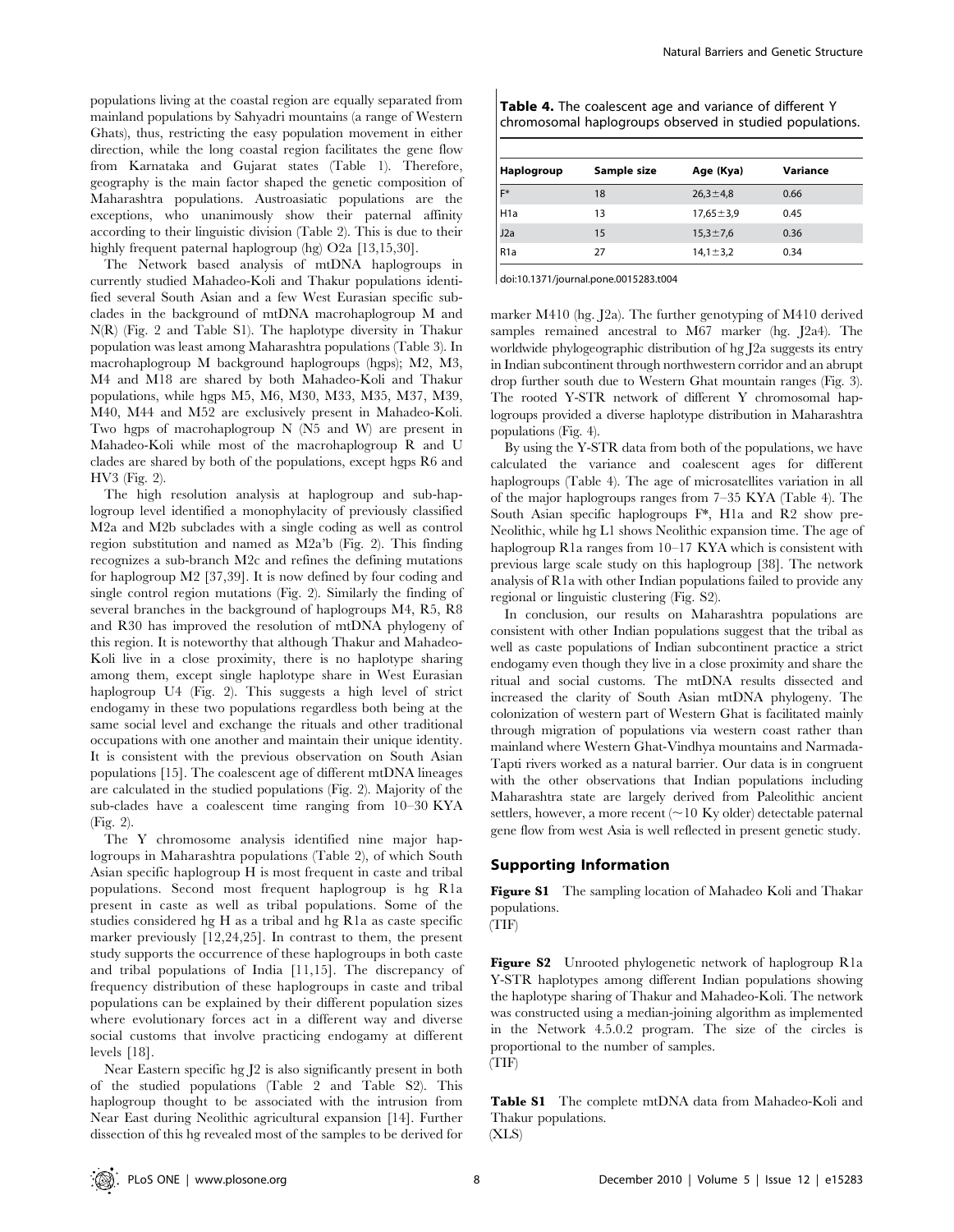populations living at the coastal region are equally separated from mainland populations by Sahyadri mountains (a range of Western Ghats), thus, restricting the easy population movement in either direction, while the long coastal region facilitates the gene flow from Karnataka and Gujarat states (Table 1). Therefore, geography is the main factor shaped the genetic composition of Maharashtra populations. Austroasiatic populations are the exceptions, who unanimously show their paternal affinity according to their linguistic division (Table 2). This is due to their highly frequent paternal haplogroup (hg) O2a [13,15,30].

The Network based analysis of mtDNA haplogroups in currently studied Mahadeo-Koli and Thakur populations identified several South Asian and a few West Eurasian specific subclades in the background of mtDNA macrohaplogroup M and N(R) (Fig. 2 and Table S1). The haplotype diversity in Thakur population was least among Maharashtra populations (Table 3). In macrohaplogroup M background haplogroups (hgps); M2, M3, M4 and M18 are shared by both Mahadeo-Koli and Thakur populations, while hgps M5, M6, M30, M33, M35, M37, M39, M40, M44 and M52 are exclusively present in Mahadeo-Koli. Two hgps of macrohaplogroup N (N5 and W) are present in Mahadeo-Koli while most of the macrohaplogroup R and U clades are shared by both of the populations, except hgps R6 and HV3 (Fig. 2).

The high resolution analysis at haplogroup and sub-haplogroup level identified a monophylacity of previously classified M2a and M2b subclades with a single coding as well as control region substitution and named as M2a'b (Fig. 2). This finding recognizes a sub-branch M2c and refines the defining mutations for haplogroup M2 [37,39]. It is now defined by four coding and single control region mutations (Fig. 2). Similarly the finding of several branches in the background of haplogroups M4, R5, R8 and R30 has improved the resolution of mtDNA phylogeny of this region. It is noteworthy that although Thakur and Mahadeo-Koli live in a close proximity, there is no haplotype sharing among them, except single haplotype share in West Eurasian haplogroup U4 (Fig. 2). This suggests a high level of strict endogamy in these two populations regardless both being at the same social level and exchange the rituals and other traditional occupations with one another and maintain their unique identity. It is consistent with the previous observation on South Asian populations [15]. The coalescent age of different mtDNA lineages are calculated in the studied populations (Fig. 2). Majority of the sub-clades have a coalescent time ranging from 10–30 KYA (Fig. 2).

The Y chromosome analysis identified nine major haplogroups in Maharashtra populations (Table 2), of which South Asian specific haplogroup H is most frequent in caste and tribal populations. Second most frequent haplogroup is hg R1a present in caste as well as tribal populations. Some of the studies considered hg H as a tribal and hg R1a as caste specific marker previously [12,24,25]. In contrast to them, the present study supports the occurrence of these haplogroups in both caste and tribal populations of India [11,15]. The discrepancy of frequency distribution of these haplogroups in caste and tribal populations can be explained by their different population sizes where evolutionary forces act in a different way and diverse social customs that involve practicing endogamy at different levels [18].

Near Eastern specific hg J2 is also significantly present in both of the studied populations (Table 2 and Table S2). This haplogroup thought to be associated with the intrusion from Near East during Neolithic agricultural expansion [14]. Further dissection of this hg revealed most of the samples to be derived for marker M410 (hg. J2a). The further genotyping of M410 derived samples remained ancestral to M67 marker (hg. J2a4). The worldwide phylogeographic distribution of hg J2a suggests its entry in Indian subcontinent through northwestern corridor and an abrupt drop further south due to Western Ghat mountain ranges (Fig. 3). The rooted Y-STR network of different Y chromosomal haplogroups provided a diverse haplotype distribution in Maharashtra populations (Fig. 4).

**Table 4.** The coalescent age and variance of different Y chromosomal haplogroups observed in studied populations.

| Haplogroup | Sample size | Age (Kya) | Variance |
|---|---|---|---|
| F* | 18 | 26,3±4,8 | 0.66 |
| H1a | 13 | 17,65±3,9 | 0.45 |
| J2a | 15 | 15,3±7,6 | 0.36 |
| R1a | 27 | 14,1±3,2 | 0.34 |

doi:10.1371/journal.pone.0015283.t004

By using the Y-STR data from both of the populations, we have calculated the variance and coalescent ages for different haplogroups (Table 4). The age of microsatellites variation in all of the major haplogroups ranges from 7–35 KYA (Table 4). The South Asian specific haplogroups F*, H1a and R2 show pre-Neolithic, while hg L1 shows Neolithic expansion time. The age of haplogroup R1a ranges from 10–17 KYA which is consistent with previous large scale study on this haplogroup [38]. The network analysis of R1a with other Indian populations failed to provide any regional or linguistic clustering (Fig. S2).

In conclusion, our results on Maharashtra populations are consistent with other Indian populations suggest that the tribal as well as caste populations of Indian subcontinent practice a strict endogamy even though they live in a close proximity and share the ritual and social customs. The mtDNA results dissected and increased the clarity of South Asian mtDNA phylogeny. The colonization of western part of Western Ghat is facilitated mainly through migration of populations via western coast rather than mainland where Western Ghat-Vindhya mountains and Narmada-Tapti rivers worked as a natural barrier. Our data is in congruent with the other observations that Indian populations including Maharashtra state are largely derived from Paleolithic ancient settlers, however, a more recent (~10 Ky older) detectable paternal gene flow from west Asia is well reflected in present genetic study.

## Supporting Information

**Figure S1** The sampling location of Mahadeo Koli and Thakar populations.
(TIF)

**Figure S2** Unrooted phylogenetic network of haplogroup R1a Y-STR haplotypes among different Indian populations showing the haplotype sharing of Thakur and Mahadeo-Koli. The network was constructed using a median-joining algorithm as implemented in the Network 4.5.0.2 program. The size of the circles is proportional to the number of samples.
(TIF)

**Table S1** The complete mtDNA data from Mahadeo-Koli and Thakur populations.
(XLS)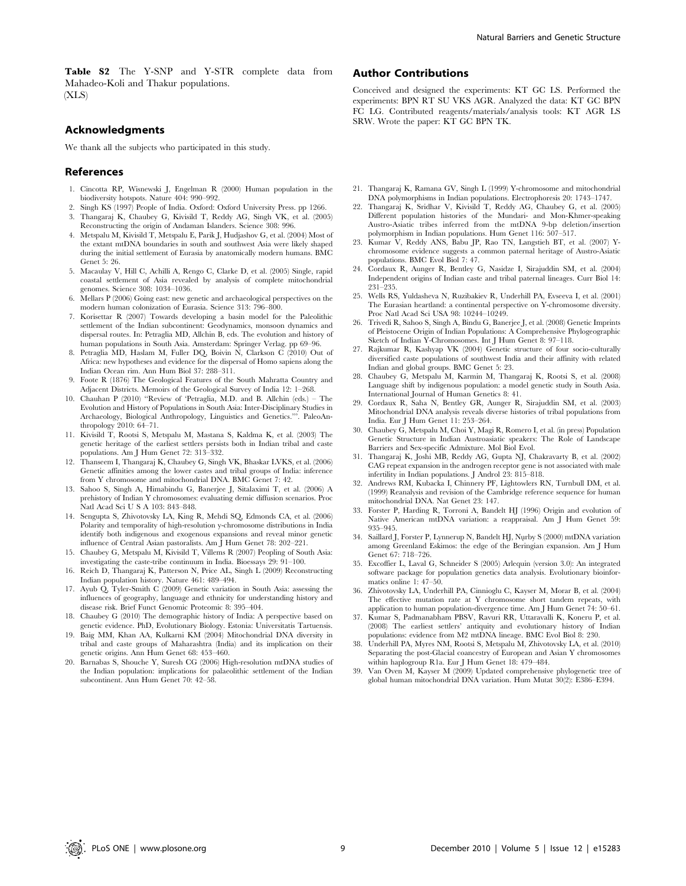**Table S2** The Y-SNP and Y-STR complete data from Mahadeo-Koli and Thakur populations.
(XLS)

## Acknowledgments

We thank all the subjects who participated in this study.

## Author Contributions

Conceived and designed the experiments: KT GC LS. Performed the experiments: BPN RT SU VKS AGR. Analyzed the data: KT GC BPN FC LG. Contributed reagents/materials/analysis tools: KT AGR LS SRW. Wrote the paper: KT GC BPN TK.

## References

1. Cincotta RP, Wisnewski J, Engelman R (2000) Human population in the biodiversity hotspots. Nature 404: 990–992.
2. Singh KS (1997) People of India. Oxford: Oxford University Press. pp 1266.
3. Thangaraj K, Chaubey G, Kivisild T, Reddy AG, Singh VK, et al. (2005) Reconstructing the origin of Andaman Islanders. Science 308: 996.
4. Metspalu M, Kivisild T, Metspalu E, Parik J, Hudjashov G, et al. (2004) Most of the extant mtDNA boundaries in south and southwest Asia were likely shaped during the initial settlement of Eurasia by anatomically modern humans. BMC Genet 5: 26.
5. Macaulay V, Hill C, Achilli A, Rengo C, Clarke D, et al. (2005) Single, rapid coastal settlement of Asia revealed by analysis of complete mitochondrial genomes. Science 308: 1034–1036.
6. Mellars P (2006) Going east: new genetic and archaeological perspectives on the modern human colonization of Eurasia. Science 313: 796–800.
7. Korisettar R (2007) Towards developing a basin model for the Paleolithic settlement of the Indian subcontinent: Geodynamics, monsoon dynamics and dispersal routes. In: Petraglia MD, Allchin B, eds. The evolution and history of human populations in South Asia. Amsterdam: Springer Verlag. pp 69–96.
8. Petraglia MD, Haslam M, Fuller DQ, Boivin N, Clarkson C (2010) Out of Africa: new hypotheses and evidence for the dispersal of Homo sapiens along the Indian Ocean rim. Ann Hum Biol 37: 288–311.
9. Foote R (1876) The Geological Features of the South Mahratta Country and Adjacent Districts. Memoirs of the Geological Survey of India 12: 1–268.
10. Chauhan P (2010) ''Review of 'Petraglia, M.D. and B. Allchin (eds.) – The Evolution and History of Populations in South Asia: Inter-Disciplinary Studies in Archaeology, Biological Anthropology, Linguistics and Genetics.'''. PaleoAnthropology 2010: 64–71.
11. Kivisild T, Rootsi S, Metspalu M, Mastana S, Kaldma K, et al. (2003) The genetic heritage of the earliest settlers persists both in Indian tribal and caste populations. Am J Hum Genet 72: 313–332.
12. Thanseem I, Thangaraj K, Chaubey G, Singh VK, Bhaskar LVKS, et al. (2006) Genetic affinities among the lower castes and tribal groups of India: inference from Y chromosome and mitochondrial DNA. BMC Genet 7: 42.
13. Sahoo S, Singh A, Himabindu G, Banerjee J, Sitalaximi T, et al. (2006) A prehistory of Indian Y chromosomes: evaluating demic diffusion scenarios. Proc Natl Acad Sci U S A 103: 843–848.
14. Sengupta S, Zhivotovsky LA, King R, Mehdi SQ, Edmonds CA, et al. (2006) Polarity and temporality of high-resolution y-chromosome distributions in India identify both indigenous and exogenous expansions and reveal minor genetic influence of Central Asian pastoralists. Am J Hum Genet 78: 202–221.
15. Chaubey G, Metspalu M, Kivisild T, Villems R (2007) Peopling of South Asia: investigating the caste-tribe continuum in India. Bioessays 29: 91–100.
16. Reich D, Thangaraj K, Patterson N, Price AL, Singh L (2009) Reconstructing Indian population history. Nature 461: 489–494.
17. Ayub Q, Tyler-Smith C (2009) Genetic variation in South Asia: assessing the influences of geography, language and ethnicity for understanding history and disease risk. Brief Funct Genomic Proteomic 8: 395–404.
18. Chaubey G (2010) The demographic history of India: A perspective based on genetic evidence. PhD, Evolutionary Biology. Estonia: Universitatis Tartuensis.
19. Baig MM, Khan AA, Kulkarni KM (2004) Mitochondrial DNA diversity in tribal and caste groups of Maharashtra (India) and its implication on their genetic origins. Ann Hum Genet 68: 453–460.
20. Barnabas S, Shouche Y, Suresh CG (2006) High-resolution mtDNA studies of the Indian population: implications for palaeolithic settlement of the Indian subcontinent. Ann Hum Genet 70: 42–58.
21. Thangaraj K, Ramana GV, Singh L (1999) Y-chromosome and mitochondrial DNA polymorphisms in Indian populations. Electrophoresis 20: 1743–1747.
22. Thangaraj K, Sridhar V, Kivisild T, Reddy AG, Chaubey G, et al. (2005) Different population histories of the Mundari- and Mon-Khmer-speaking Austro-Asiatic tribes inferred from the mtDNA 9-bp deletion/insertion polymorphism in Indian populations. Hum Genet 116: 507–517.
23. Kumar V, Reddy ANS, Babu JP, Rao TN, Langstieh BT, et al. (2007) Y-chromosome evidence suggests a common paternal heritage of Austro-Asiatic populations. BMC Evol Biol 7: 47.
24. Cordaux R, Aunger R, Bentley G, Nasidze I, Sirajuddin SM, et al. (2004) Independent origins of Indian caste and tribal paternal lineages. Curr Biol 14: 231–235.
25. Wells RS, Yuldasheva N, Ruzibakiev R, Underhill PA, Evseeva I, et al. (2001) The Eurasian heartland: a continental perspective on Y-chromosome diversity. Proc Natl Acad Sci USA 98: 10244–10249.
26. Trivedi R, Sahoo S, Singh A, Bindu G, Banerjee J, et al. (2008) Genetic Imprints of Pleistocene Origin of Indian Populations: A Comprehensive Phylogeographic Sketch of Indian Y-Chromosomes. Int J Hum Genet 8: 97–118.
27. Rajkumar R, Kashyap VK (2004) Genetic structure of four socio-culturally diversified caste populations of southwest India and their affinity with related Indian and global groups. BMC Genet 5: 23.
28. Chaubey G, Metspalu M, Karmin M, Thangaraj K, Rootsi S, et al. (2008) Language shift by indigenous population: a model genetic study in South Asia. International Journal of Human Genetics 8: 41.
29. Cordaux R, Saha N, Bentley GR, Aunger R, Sirajuddin SM, et al. (2003) Mitochondrial DNA analysis reveals diverse histories of tribal populations from India. Eur J Hum Genet 11: 253–264.
30. Chaubey G, Metspalu M, Choi Y, Magi R, Romero I, et al. (in press) Population Genetic Structure in Indian Austroasiatic speakers: The Role of Landscape Barriers and Sex-specific Admixture. Mol Biol Evol.
31. Thangaraj K, Joshi MB, Reddy AG, Gupta NJ, Chakravarty B, et al. (2002) CAG repeat expansion in the androgen receptor gene is not associated with male infertility in Indian populations. J Androl 23: 815–818.
32. Andrews RM, Kubacka I, Chinnery PF, Lightowlers RN, Turnbull DM, et al. (1999) Reanalysis and revision of the Cambridge reference sequence for human mitochondrial DNA. Nat Genet 23: 147.
33. Forster P, Harding R, Torroni A, Bandelt HJ (1996) Origin and evolution of Native American mtDNA variation: a reappraisal. Am J Hum Genet 59: 935–945.
34. Saillard J, Forster P, Lynnerup N, Bandelt HJ, Nørby S (2000) mtDNA variation among Greenland Eskimos: the edge of the Beringian expansion. Am J Hum Genet 67: 718–726.
35. Excoffier L, Laval G, Schneider S (2005) Arlequin (version 3.0): An integrated software package for population genetics data analysis. Evolutionary bioinformatics online 1: 47–50.
36. Zhivotovsky LA, Underhill PA, Cinnioglu C, Kayser M, Morar B, et al. (2004) The effective mutation rate at Y chromosome short tandem repeats, with application to human population-divergence time. Am J Hum Genet 74: 50–61.
37. Kumar S, Padmanabham PBSV, Ravuri RR, Uttaravalli K, Koneru P, et al. (2008) The earliest settlers' antiquity and evolutionary history of Indian populations: evidence from M2 mtDNA lineage. BMC Evol Biol 8: 230.
38. Underhill PA, Myres NM, Rootsi S, Metspalu M, Zhivotovsky LA, et al. (2010) Separating the post-Glacial coancestry of European and Asian Y chromosomes within haplogroup R1a. Eur J Hum Genet 18: 479–484.
39. Van Oven M, Kayser M (2009) Updated comprehensive phylogenetic tree of global human mitochondrial DNA variation. Hum Mutat 30(2): E386–E394.